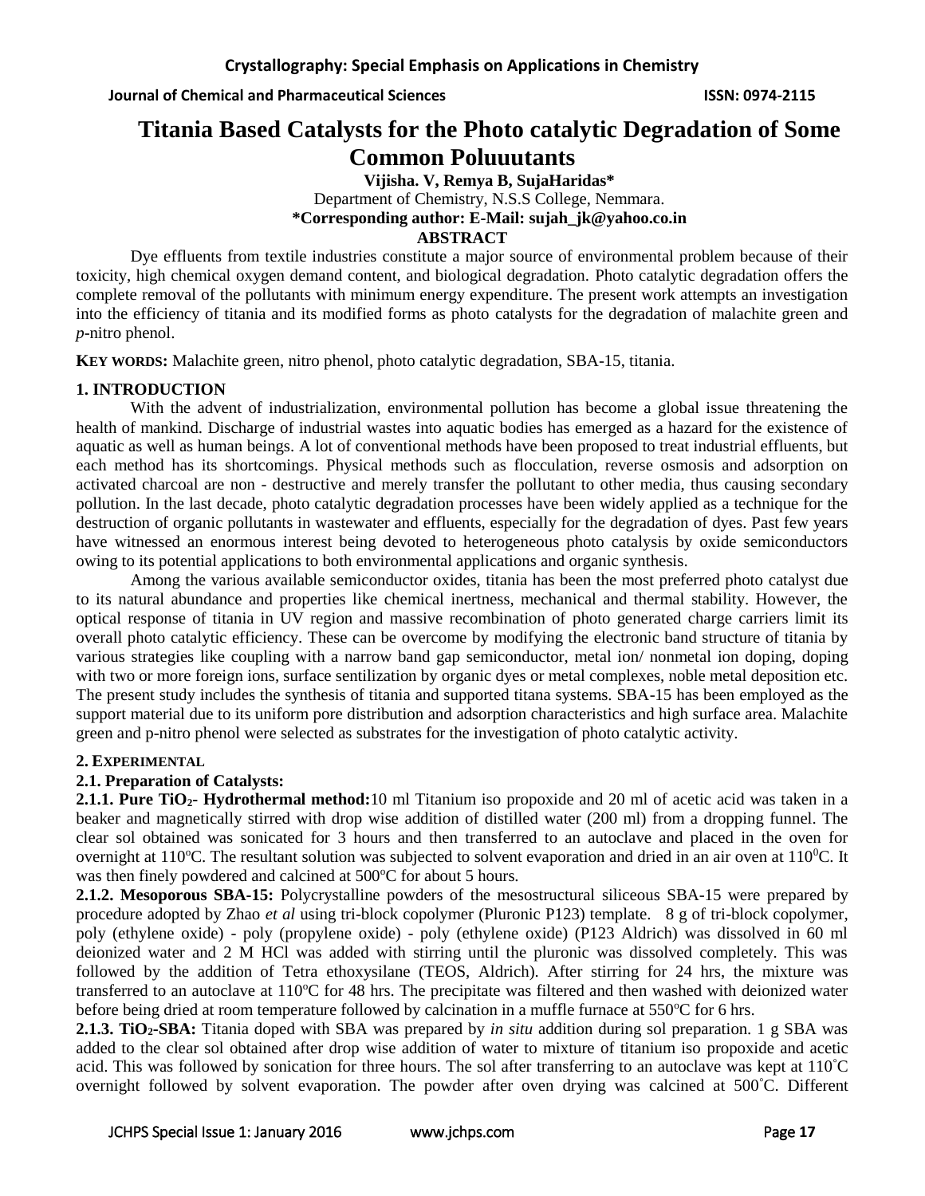# Titania Based Catalysts for the Photo catalytic Degradation of Some Common Poluuutants

**Vijisha. V, Remya B, SujaHaridas***

Department of Chemistry, N.S.S College, Nemmara.

***Corresponding author: E-Mail: sujah_jk@yahoo.co.in**

**ABSTRACT**

Dye effluents from textile industries constitute a major source of environmental problem because of their toxicity, high chemical oxygen demand content, and biological degradation. Photo catalytic degradation offers the complete removal of the pollutants with minimum energy expenditure. The present work attempts an investigation into the efficiency of titania and its modified forms as photo catalysts for the degradation of malachite green and *p*-nitro phenol.

**KEY WORDS:** Malachite green, nitro phenol, photo catalytic degradation, SBA-15, titania.

## 1. INTRODUCTION

With the advent of industrialization, environmental pollution has become a global issue threatening the health of mankind. Discharge of industrial wastes into aquatic bodies has emerged as a hazard for the existence of aquatic as well as human beings. A lot of conventional methods have been proposed to treat industrial effluents, but each method has its shortcomings. Physical methods such as flocculation, reverse osmosis and adsorption on activated charcoal are non - destructive and merely transfer the pollutant to other media, thus causing secondary pollution. In the last decade, photo catalytic degradation processes have been widely applied as a technique for the destruction of organic pollutants in wastewater and effluents, especially for the degradation of dyes. Past few years have witnessed an enormous interest being devoted to heterogeneous photo catalysis by oxide semiconductors owing to its potential applications to both environmental applications and organic synthesis.

Among the various available semiconductor oxides, titania has been the most preferred photo catalyst due to its natural abundance and properties like chemical inertness, mechanical and thermal stability. However, the optical response of titania in UV region and massive recombination of photo generated charge carriers limit its overall photo catalytic efficiency. These can be overcome by modifying the electronic band structure of titania by various strategies like coupling with a narrow band gap semiconductor, metal ion/ nonmetal ion doping, doping with two or more foreign ions, surface sentilization by organic dyes or metal complexes, noble metal deposition etc. The present study includes the synthesis of titania and supported titana systems. SBA-15 has been employed as the support material due to its uniform pore distribution and adsorption characteristics and high surface area. Malachite green and p-nitro phenol were selected as substrates for the investigation of photo catalytic activity.

## 2. EXPERIMENTAL

### 2.1. Preparation of Catalysts:

**2.1.1. Pure $TiO_2$- Hydrothermal method:**10 ml Titanium iso propoxide and 20 ml of acetic acid was taken in a beaker and magnetically stirred with drop wise addition of distilled water (200 ml) from a dropping funnel. The clear sol obtained was sonicated for 3 hours and then transferred to an autoclave and placed in the oven for overnight at 110°C. The resultant solution was subjected to solvent evaporation and dried in an air oven at $110^0$C. It was then finely powdered and calcined at 500°C for about 5 hours.

**2.1.2. Mesoporous SBA-15:** Polycrystalline powders of the mesostructural siliceous SBA-15 were prepared by procedure adopted by Zhao *et al* using tri-block copolymer (Pluronic P123) template. 8 g of tri-block copolymer, poly (ethylene oxide) - poly (propylene oxide) - poly (ethylene oxide) (P123 Aldrich) was dissolved in 60 ml deionized water and 2 M HCl was added with stirring until the pluronic was dissolved completely. This was followed by the addition of Tetra ethoxysilane (TEOS, Aldrich). After stirring for 24 hrs, the mixture was transferred to an autoclave at 110°C for 48 hrs. The precipitate was filtered and then washed with deionized water before being dried at room temperature followed by calcination in a muffle furnace at 550°C for 6 hrs.

**2.1.3. $TiO_2$-SBA:** Titania doped with SBA was prepared by *in situ* addition during sol preparation. 1 g SBA was added to the clear sol obtained after drop wise addition of water to mixture of titanium iso propoxide and acetic acid. This was followed by sonication for three hours. The sol after transferring to an autoclave was kept at 110°C overnight followed by solvent evaporation. The powder after oven drying was calcined at 500°C. Different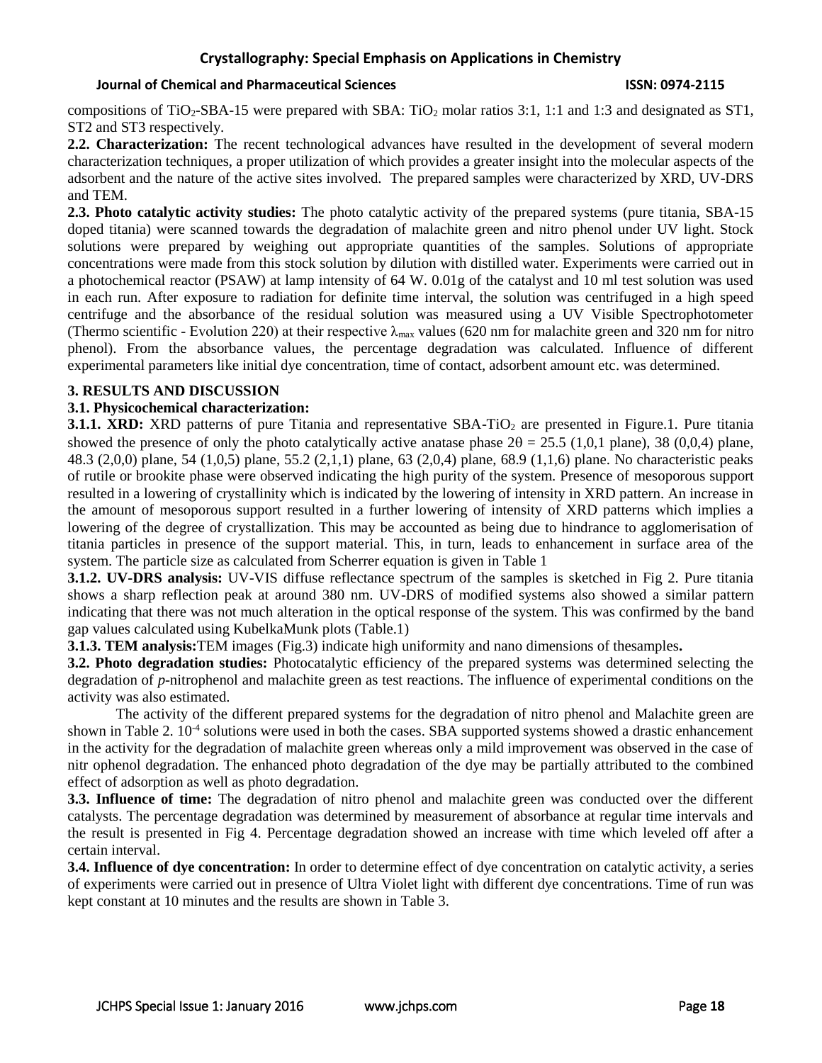compositions of $TiO_2$-SBA-15 were prepared with SBA: $TiO_2$ molar ratios 3:1, 1:1 and 1:3 and designated as ST1, ST2 and ST3 respectively.

**2.2. Characterization:** The recent technological advances have resulted in the development of several modern characterization techniques, a proper utilization of which provides a greater insight into the molecular aspects of the adsorbent and the nature of the active sites involved. The prepared samples were characterized by XRD, UV-DRS and TEM.

**2.3. Photo catalytic activity studies:** The photo catalytic activity of the prepared systems (pure titania, SBA-15 doped titania) were scanned towards the degradation of malachite green and nitro phenol under UV light. Stock solutions were prepared by weighing out appropriate quantities of the samples. Solutions of appropriate concentrations were made from this stock solution by dilution with distilled water. Experiments were carried out in a photochemical reactor (PSAW) at lamp intensity of 64 W. 0.01g of the catalyst and 10 ml test solution was used in each run. After exposure to radiation for definite time interval, the solution was centrifuged in a high speed centrifuge and the absorbance of the residual solution was measured using a UV Visible Spectrophotometer (Thermo scientific - Evolution 220) at their respective $\lambda_{max}$ values (620 nm for malachite green and 320 nm for nitro phenol). From the absorbance values, the percentage degradation was calculated. Influence of different experimental parameters like initial dye concentration, time of contact, adsorbent amount etc. was determined.

## 3. RESULTS AND DISCUSSION

### 3.1. Physicochemical characterization:

**3.1.1. XRD:** XRD patterns of pure Titania and representative SBA-$TiO_2$ are presented in Figure.1. Pure titania showed the presence of only the photo catalytically active anatase phase $2\theta$ = 25.5 (1,0,1 plane), 38 (0,0,4) plane, 48.3 (2,0,0) plane, 54 (1,0,5) plane, 55.2 (2,1,1) plane, 63 (2,0,4) plane, 68.9 (1,1,6) plane. No characteristic peaks of rutile or brookite phase were observed indicating the high purity of the system. Presence of mesoporous support resulted in a lowering of crystallinity which is indicated by the lowering of intensity in XRD pattern. An increase in the amount of mesoporous support resulted in a further lowering of intensity of XRD patterns which implies a lowering of the degree of crystallization. This may be accounted as being due to hindrance to agglomerisation of titania particles in presence of the support material. This, in turn, leads to enhancement in surface area of the system. The particle size as calculated from Scherrer equation is given in Table 1

**3.1.2. UV-DRS analysis:** UV-VIS diffuse reflectance spectrum of the samples is sketched in Fig 2. Pure titania shows a sharp reflection peak at around 380 nm. UV-DRS of modified systems also showed a similar pattern indicating that there was not much alteration in the optical response of the system. This was confirmed by the band gap values calculated using KubelkaMunk plots (Table.1)

**3.1.3. TEM analysis:** TEM images (Fig.3) indicate high uniformity and nano dimensions of thesamples**.**

**3.2. Photo degradation studies:** Photocatalytic efficiency of the prepared systems was determined selecting the degradation of *p*-nitrophenol and malachite green as test reactions. The influence of experimental conditions on the activity was also estimated.

The activity of the different prepared systems for the degradation of nitro phenol and Malachite green are shown in Table 2. $10^{-4}$ solutions were used in both the cases. SBA supported systems showed a drastic enhancement in the activity for the degradation of malachite green whereas only a mild improvement was observed in the case of nitr ophenol degradation. The enhanced photo degradation of the dye may be partially attributed to the combined effect of adsorption as well as photo degradation.

**3.3. Influence of time:** The degradation of nitro phenol and malachite green was conducted over the different catalysts. The percentage degradation was determined by measurement of absorbance at regular time intervals and the result is presented in Fig 4. Percentage degradation showed an increase with time which leveled off after a certain interval.

**3.4. Influence of dye concentration:** In order to determine effect of dye concentration on catalytic activity, a series of experiments were carried out in presence of Ultra Violet light with different dye concentrations. Time of run was kept constant at 10 minutes and the results are shown in Table 3.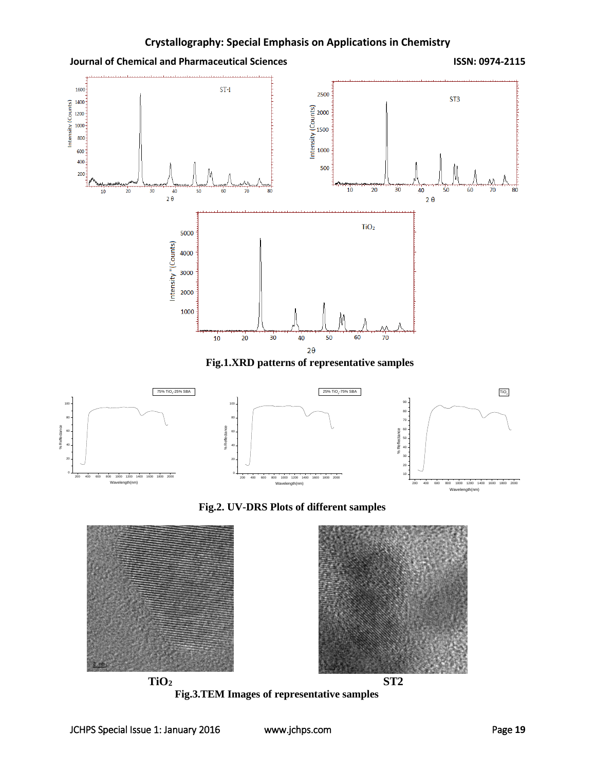Fig.1.XRD patterns of representative samples

Fig.2. UV-DRS Plots of different samples

$TiO_2$ ST2

Fig.3.TEM Images of representative samples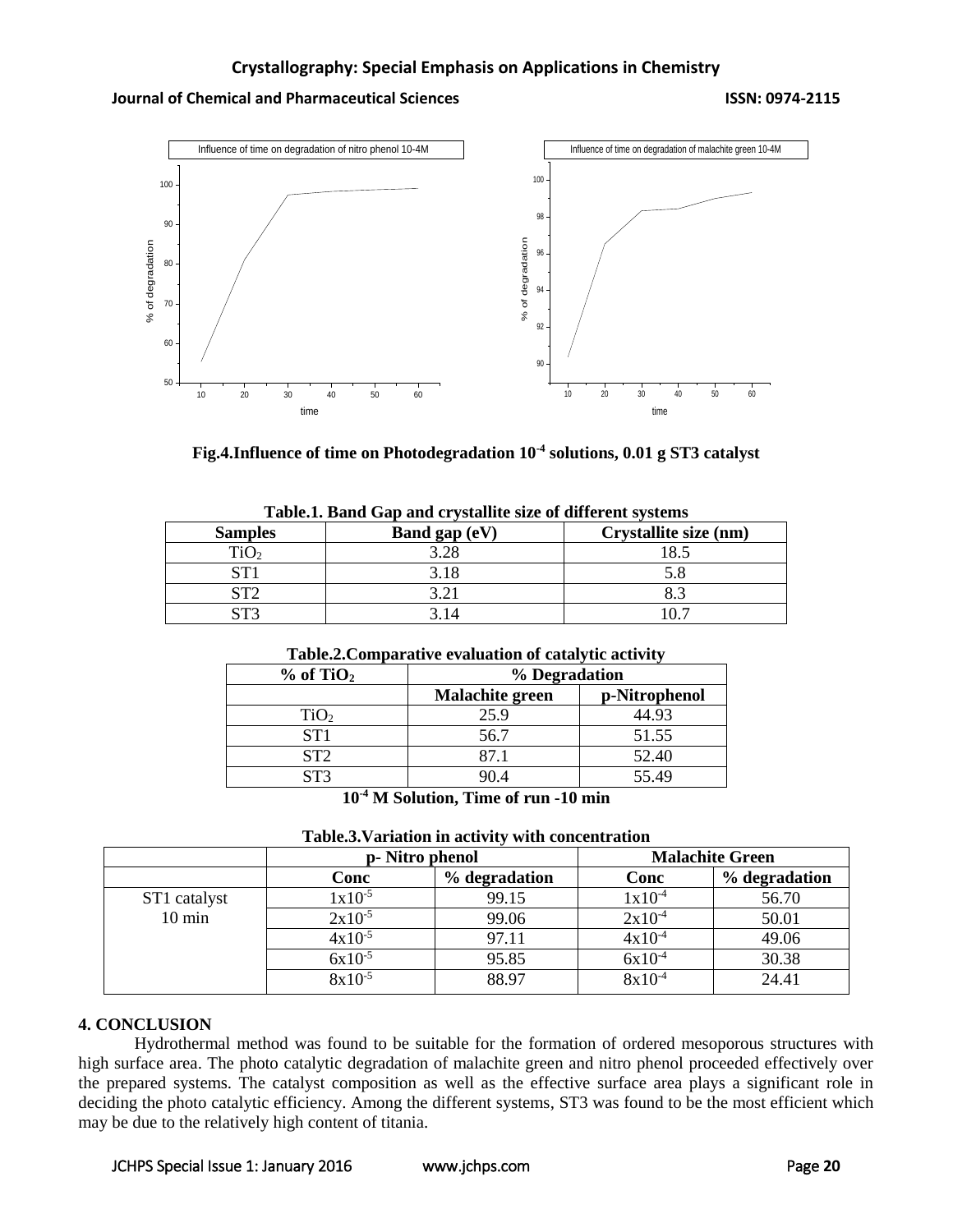Fig.4.Influence of time on Photodegradation $10^{-4}$ solutions, 0.01 g ST3 catalyst

**Table.1. Band Gap and crystallite size of different systems**

| Samples | Band gap (eV) | Crystallite size (nm) |
|---|---|---|
| $TiO_2$ | 3.28 | 18.5 |
| ST1 | 3.18 | 5.8 |
| ST2 | 3.21 | 8.3 |
| ST3 | 3.14 | 10.7 |

**Table.2.Comparative evaluation of catalytic activity**

| % of $TiO_2$ | % Degradation | |
|---|---|---|
| | Malachite green | p-Nitrophenol |
| $TiO_2$ | 25.9 | 44.93 |
| ST1 | 56.7 | 51.55 |
| ST2 | 87.1 | 52.40 |
| ST3 | 90.4 | 55.49 |

**$10^{-4}$ M Solution, Time of run -10 min**

**Table.3.Variation in activity with concentration**

| | p- Nitro phenol | | Malachite Green | |
|---|---|---|---|---|
| | Conc | % degradation | Conc | % degradation |
| ST1 catalyst 10 min | $1x10^{-5}$ | 99.15 | $1x10^{-4}$ | 56.70 |
| | $2x10^{-5}$ | 99.06 | $2x10^{-4}$ | 50.01 |
| | $4x10^{-5}$ | 97.11 | $4x10^{-4}$ | 49.06 |
| | $6x10^{-5}$ | 95.85 | $6x10^{-4}$ | 30.38 |
| | $8x10^{-5}$ | 88.97 | $8x10^{-4}$ | 24.41 |

## 4. CONCLUSION

Hydrothermal method was found to be suitable for the formation of ordered mesoporous structures with high surface area. The photo catalytic degradation of malachite green and nitro phenol proceeded effectively over the prepared systems. The catalyst composition as well as the effective surface area plays a significant role in deciding the photo catalytic efficiency. Among the different systems, ST3 was found to be the most efficient which may be due to the relatively high content of titania.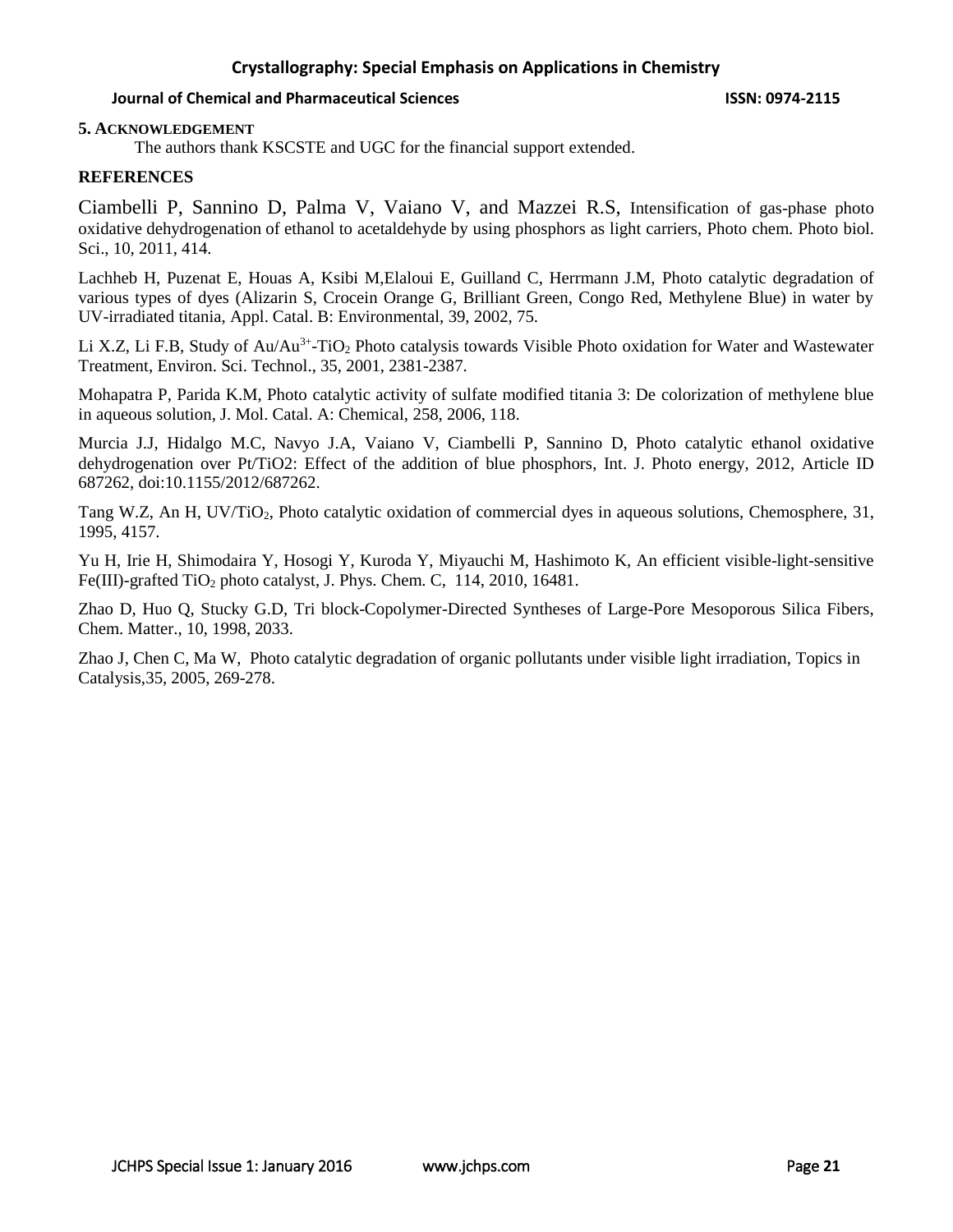## 5. ACKNOWLEDGEMENT

The authors thank KSCSTE and UGC for the financial support extended.

## REFERENCES

Ciambelli P, Sannino D, Palma V, Vaiano V, and Mazzei R.S, Intensification of gas-phase photo oxidative dehydrogenation of ethanol to acetaldehyde by using phosphors as light carriers, Photo chem. Photo biol. Sci., 10, 2011, 414.

Lachheb H, Puzenat E, Houas A, Ksibi M,Elaloui E, Guilland C, Herrmann J.M, Photo catalytic degradation of various types of dyes (Alizarin S, Crocein Orange G, Brilliant Green, Congo Red, Methylene Blue) in water by UV-irradiated titania, Appl. Catal. B: Environmental, 39, 2002, 75.

Li X.Z, Li F.B, Study of $Au/Au^{3+}$-$TiO_2$ Photo catalysis towards Visible Photo oxidation for Water and Wastewater Treatment, Environ. Sci. Technol., 35, 2001, 2381-2387.

Mohapatra P, Parida K.M, Photo catalytic activity of sulfate modified titania 3: De colorization of methylene blue in aqueous solution, J. Mol. Catal. A: Chemical, 258, 2006, 118.

Murcia J.J, Hidalgo M.C, Navyo J.A, Vaiano V, Ciambelli P, Sannino D, Photo catalytic ethanol oxidative dehydrogenation over Pt/TiO2: Effect of the addition of blue phosphors, Int. J. Photo energy, 2012, Article ID 687262, doi:10.1155/2012/687262.

Tang W.Z, An H, UV/$TiO_2$, Photo catalytic oxidation of commercial dyes in aqueous solutions, Chemosphere, 31, 1995, 4157.

Yu H, Irie H, Shimodaira Y, Hosogi Y, Kuroda Y, Miyauchi M, Hashimoto K, An efficient visible-light-sensitive Fe(III)-grafted $TiO_2$ photo catalyst, J. Phys. Chem. C, 114, 2010, 16481.

Zhao D, Huo Q, Stucky G.D, Tri block-Copolymer-Directed Syntheses of Large-Pore Mesoporous Silica Fibers, Chem. Matter., 10, 1998, 2033.

Zhao J, Chen C, Ma W, Photo catalytic degradation of organic pollutants under visible light irradiation, Topics in Catalysis,35, 2005, 269-278.